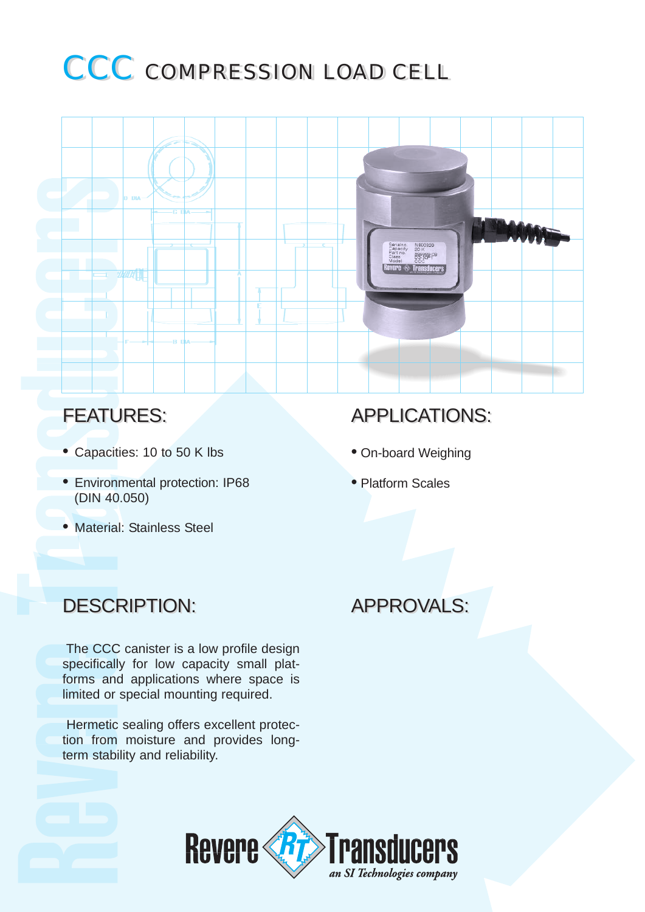# CCC COMPRESSION LOAD CELL

## FEATURES:

- Capacities: 10 to 50 K lbs
- Environmental protection: IP68 (DIN 40.050)
- Material: Stainless Steel

## APPLICATIONS:

- On-board Weighing
- Platform Scales

## DESCRIPTION:

The CCC canister is a low profile design specifically for low capacity small platforms and applications where space is limited or special mounting required.

Hermetic sealing offers excellent protection from moisture and provides long-term stability and reliability.

## APPROVALS:

Revere Transducers
*an SI Technologies company*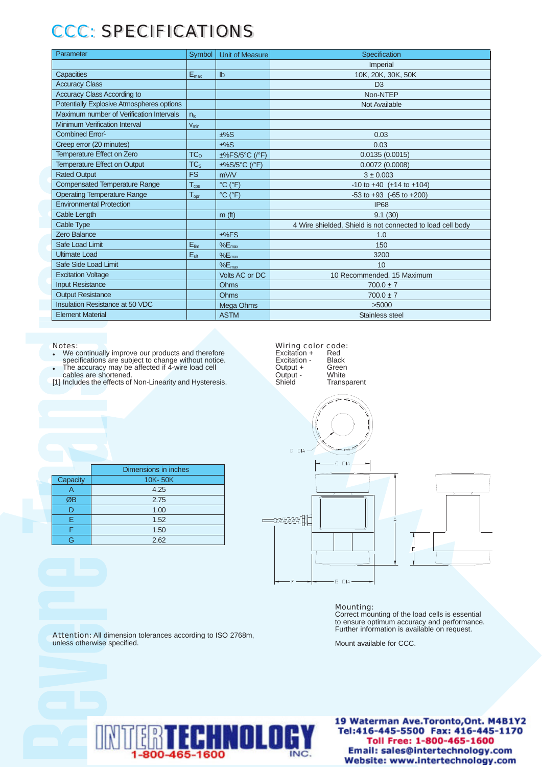# CCC: SPECIFICATIONS

| Parameter | Symbol | Unit of Measure | Specification |
|---|---|---|---|
| | | | Imperial |
| Capacities | $E_{max}$ | lb | 10K, 20K, 30K, 50K |
| Accuracy Class | | | D3 |
| Accuracy Class According to | | | Non-NTEP |
| Potentially Explosive Atmospheres options | | | Not Available |
| Maximum number of Verification Intervals | $n_{lc}$ | | |
| Minimum Verification Interval | $v_{min}$ | | |
| Combined Error[1] | | ±%S | 0.03 |
| Creep error (20 minutes) | | ±%S | 0.03 |
| Temperature Effect on Zero | $TC_O$ | ±%FS/5°C (/°F) | 0.0135 (0.0015) |
| Temperature Effect on Output | $TC_S$ | ±%S/5°C (/°F) | 0.0072 (0.0008) |
| Rated Output | FS | mV/V | 3 ± 0.003 |
| Compensated Temperature Range | $T_{cps}$ | °C (°F) | -10 to +40 (+14 to +104) |
| Operating Temperature Range | $T_{opr}$ | °C (°F) | -53 to +93 (-65 to +200) |
| Environmental Protection | | | IP68 |
| Cable Length | | m (ft) | 9.1 (30) |
| Cable Type | | | 4 Wire shielded, Shield is not connected to load cell body |
| Zero Balance | | ±%FS | 1.0 |
| Safe Load Limit | $E_{lim}$ | $\%E_{max}$ | 150 |
| Ultimate Load | $E_{ult}$ | $\%E_{max}$ | 3200 |
| Safe Side Load Limit | | $\%E_{max}$ | 10 |
| Excitation Voltage | | Volts AC or DC | 10 Recommended, 15 Maximum |
| Input Resistance | | Ohms | 700.0 ± 7 |
| Output Resistance | | Ohms | 700.0 ± 7 |
| Insulation Resistance at 50 VDC | | Mega Ohms | >5000 |
| Element Material | | ASTM | Stainless steel |

Notes:
- We continually improve our products and therefore specifications are subject to change without notice.
- The accuracy may be affected if 4-wire load cell cables are shortened.

[1] Includes the effects of Non-Linearity and Hysteresis.

Wiring color code:

| | |
|---|---|
| Excitation + | Red |
| Excitation - | Black |
| Output + | Green |
| Output - | White |
| Shield | Transparent |

| | Dimensions in inches |
|---|---|
| Capacity | 10K- 50K |
| A | 4.25 |
| ØB | 2.75 |
| D | 1.00 |
| E | 1.52 |
| F | 1.50 |
| G | 2.62 |

D DIA
C DIA
A
E
F
B DIA

Attention: All dimension tolerances according to ISO 2768m, unless otherwise specified.

Mounting:
Correct mounting of the load cells is essential to ensure optimum accuracy and performance. Further information is available on request.

Mount available for CCC.

INTERTECHNOLOGY INC.
1-800-465-1600

19 Waterman Ave.Toronto,Ont. M4B1Y2
Tel:416-445-5500 Fax: 416-445-1170
Toll Free: 1-800-465-1600
Email: sales@intertechnology.com
Website: www.intertechnology.com